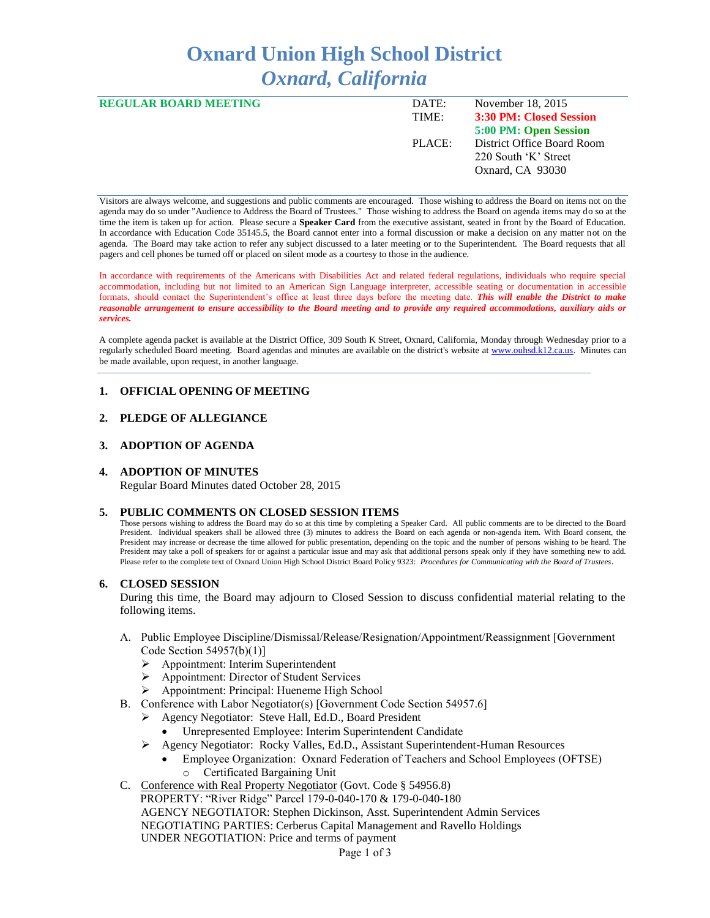# Oxnard Union High School District
## *Oxnard, California*

| **REGULAR BOARD MEETING** | DATE: | November 18, 2015 |
|---|---|---|
| | TIME: | **3:30 PM: Closed Session** |
| | | **5:00 PM: Open Session** |
| | PLACE: | District Office Board Room |
| | | 220 South 'K' Street |
| | | Oxnard, CA 93030 |

Visitors are always welcome, and suggestions and public comments are encouraged. Those wishing to address the Board on items not on the agenda may do so under "Audience to Address the Board of Trustees." Those wishing to address the Board on agenda items may do so at the time the item is taken up for action. Please secure a **Speaker Card** from the executive assistant, seated in front by the Board of Education. In accordance with Education Code 35145.5, the Board cannot enter into a formal discussion or make a decision on any matter not on the agenda. The Board may take action to refer any subject discussed to a later meeting or to the Superintendent. The Board requests that all pagers and cell phones be turned off or placed on silent mode as a courtesy to those in the audience.

In accordance with requirements of the Americans with Disabilities Act and related federal regulations, individuals who require special accommodation, including but not limited to an American Sign Language interpreter, accessible seating or documentation in accessible formats, should contact the Superintendent's office at least three days before the meeting date. ***This will enable the District to make reasonable arrangement to ensure accessibility to the Board meeting and to provide any required accommodations, auxiliary aids or services.***

A complete agenda packet is available at the District Office, 309 South K Street, Oxnard, California, Monday through Wednesday prior to a regularly scheduled Board meeting. Board agendas and minutes are available on the district's website at www.ouhsd.k12.ca.us. Minutes can be made available, upon request, in another language.

1. **OFFICIAL OPENING OF MEETING**

2. **PLEDGE OF ALLEGIANCE**

3. **ADOPTION OF AGENDA**

4. **ADOPTION OF MINUTES**
   Regular Board Minutes dated October 28, 2015

5. **PUBLIC COMMENTS ON CLOSED SESSION ITEMS**
   Those persons wishing to address the Board may do so at this time by completing a Speaker Card. All public comments are to be directed to the Board President. Individual speakers shall be allowed three (3) minutes to address the Board on each agenda or non-agenda item. With Board consent, the President may increase or decrease the time allowed for public presentation, depending on the topic and the number of persons wishing to be heard. The President may take a poll of speakers for or against a particular issue and may ask that additional persons speak only if they have something new to add. Please refer to the complete text of Oxnard Union High School District Board Policy 9323: *Procedures for Communicating with the Board of Trustees*.

6. **CLOSED SESSION**
   During this time, the Board may adjourn to Closed Session to discuss confidential material relating to the following items.

   A. Public Employee Discipline/Dismissal/Release/Resignation/Appointment/Reassignment [Government Code Section 54957(b)(1)]
      - Appointment: Interim Superintendent
      - Appointment: Director of Student Services
      - Appointment: Principal: Hueneme High School

   B. Conference with Labor Negotiator(s) [Government Code Section 54957.6]
      - Agency Negotiator: Steve Hall, Ed.D., Board President
        - Unrepresented Employee: Interim Superintendent Candidate
      - Agency Negotiator: Rocky Valles, Ed.D., Assistant Superintendent-Human Resources
        - Employee Organization: Oxnard Federation of Teachers and School Employees (OFTSE)
          - Certificated Bargaining Unit

   C. Conference with Real Property Negotiator (Govt. Code § 54956.8)
      PROPERTY: "River Ridge" Parcel 179-0-040-170 & 179-0-040-180
      AGENCY NEGOTIATOR: Stephen Dickinson, Asst. Superintendent Admin Services
      NEGOTIATING PARTIES: Cerberus Capital Management and Ravello Holdings
      UNDER NEGOTIATION: Price and terms of payment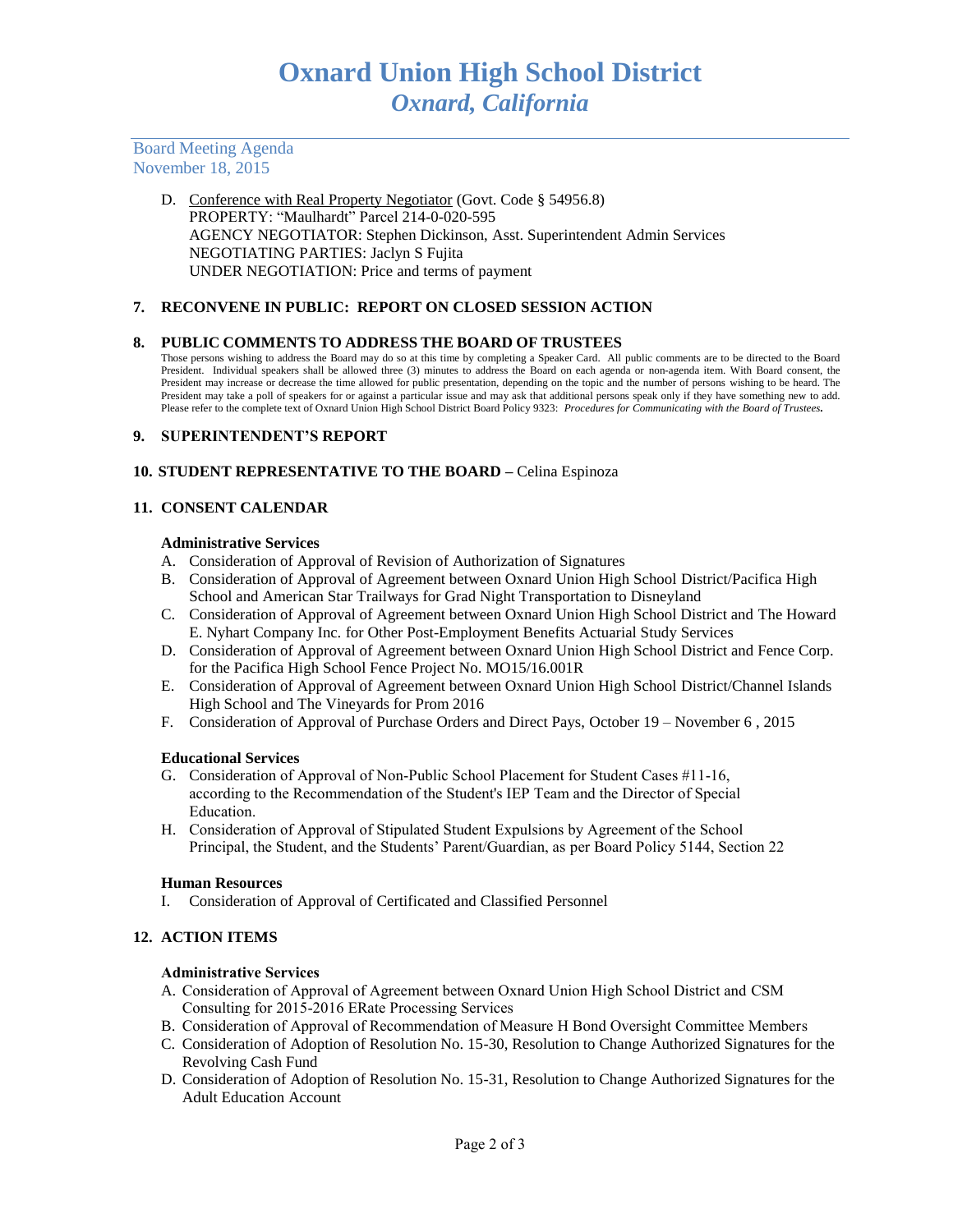# Oxnard Union High School District
## *Oxnard, California*

Board Meeting Agenda
November 18, 2015

D. Conference with Real Property Negotiator (Govt. Code § 54956.8)
PROPERTY: "Maulhardt" Parcel 214-0-020-595
AGENCY NEGOTIATOR: Stephen Dickinson, Asst. Superintendent Admin Services
NEGOTIATING PARTIES: Jaclyn S Fujita
UNDER NEGOTIATION: Price and terms of payment

### 7. RECONVENE IN PUBLIC: REPORT ON CLOSED SESSION ACTION

### 8. PUBLIC COMMENTS TO ADDRESS THE BOARD OF TRUSTEES

Those persons wishing to address the Board may do so at this time by completing a Speaker Card. All public comments are to be directed to the Board President. Individual speakers shall be allowed three (3) minutes to address the Board on each agenda or non-agenda item. With Board consent, the President may increase or decrease the time allowed for public presentation, depending on the topic and the number of persons wishing to be heard. The President may take a poll of speakers for or against a particular issue and may ask that additional persons speak only if they have something new to add. Please refer to the complete text of Oxnard Union High School District Board Policy 9323: *Procedures for Communicating with the Board of Trustees.*

### 9. SUPERINTENDENT'S REPORT

### 10. STUDENT REPRESENTATIVE TO THE BOARD – Celina Espinoza

### 11. CONSENT CALENDAR

**Administrative Services**

A. Consideration of Approval of Revision of Authorization of Signatures
B. Consideration of Approval of Agreement between Oxnard Union High School District/Pacifica High School and American Star Trailways for Grad Night Transportation to Disneyland
C. Consideration of Approval of Agreement between Oxnard Union High School District and The Howard E. Nyhart Company Inc. for Other Post-Employment Benefits Actuarial Study Services
D. Consideration of Approval of Agreement between Oxnard Union High School District and Fence Corp. for the Pacifica High School Fence Project No. MO15/16.001R
E. Consideration of Approval of Agreement between Oxnard Union High School District/Channel Islands High School and The Vineyards for Prom 2016
F. Consideration of Approval of Purchase Orders and Direct Pays, October 19 – November 6 , 2015

**Educational Services**

G. Consideration of Approval of Non-Public School Placement for Student Cases #11-16, according to the Recommendation of the Student's IEP Team and the Director of Special Education.
H. Consideration of Approval of Stipulated Student Expulsions by Agreement of the School Principal, the Student, and the Students' Parent/Guardian, as per Board Policy 5144, Section 22

**Human Resources**

I. Consideration of Approval of Certificated and Classified Personnel

### 12. ACTION ITEMS

**Administrative Services**

A. Consideration of Approval of Agreement between Oxnard Union High School District and CSM Consulting for 2015-2016 ERate Processing Services
B. Consideration of Approval of Recommendation of Measure H Bond Oversight Committee Members
C. Consideration of Adoption of Resolution No. 15-30, Resolution to Change Authorized Signatures for the Revolving Cash Fund
D. Consideration of Adoption of Resolution No. 15-31, Resolution to Change Authorized Signatures for the Adult Education Account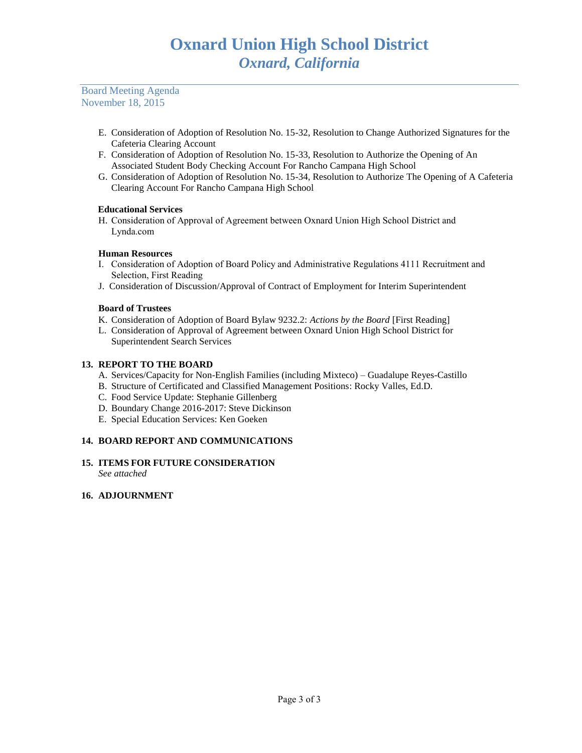# Oxnard Union High School District
## *Oxnard, California*

Board Meeting Agenda
November 18, 2015

E. Consideration of Adoption of Resolution No. 15-32, Resolution to Change Authorized Signatures for the Cafeteria Clearing Account
F. Consideration of Adoption of Resolution No. 15-33, Resolution to Authorize the Opening of An Associated Student Body Checking Account For Rancho Campana High School
G. Consideration of Adoption of Resolution No. 15-34, Resolution to Authorize The Opening of A Cafeteria Clearing Account For Rancho Campana High School

**Educational Services**

H. Consideration of Approval of Agreement between Oxnard Union High School District and Lynda.com

**Human Resources**

I. Consideration of Adoption of Board Policy and Administrative Regulations 4111 Recruitment and Selection, First Reading
J. Consideration of Discussion/Approval of Contract of Employment for Interim Superintendent

**Board of Trustees**

K. Consideration of Adoption of Board Bylaw 9232.2: *Actions by the Board* [First Reading]
L. Consideration of Approval of Agreement between Oxnard Union High School District for Superintendent Search Services

**13. REPORT TO THE BOARD**

A. Services/Capacity for Non-English Families (including Mixteco) – Guadalupe Reyes-Castillo
B. Structure of Certificated and Classified Management Positions: Rocky Valles, Ed.D.
C. Food Service Update: Stephanie Gillenberg
D. Boundary Change 2016-2017: Steve Dickinson
E. Special Education Services: Ken Goeken

**14. BOARD REPORT AND COMMUNICATIONS**

**15. ITEMS FOR FUTURE CONSIDERATION**
*See attached*

**16. ADJOURNMENT**